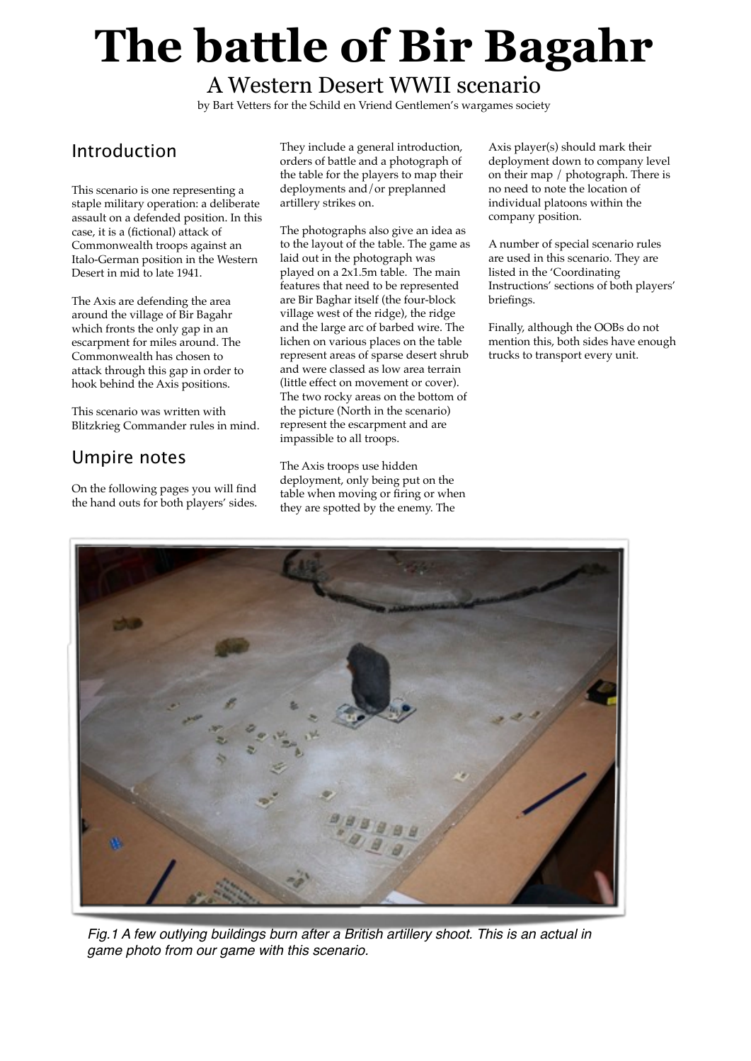# The battle of Bir Bagahr

## A Western Desert WWII scenario

by Bart Vetters for the Schild en Vriend Gentlemen's wargames society

## Introduction

This scenario is one representing a staple military operation: a deliberate assault on a defended position. In this case, it is a (fictional) attack of Commonwealth troops against an Italo-German position in the Western Desert in mid to late 1941.

The Axis are defending the area around the village of Bir Bagahr which fronts the only gap in an escarpment for miles around. The Commonwealth has chosen to attack through this gap in order to hook behind the Axis positions.

This scenario was written with Blitzkrieg Commander rules in mind.

## Umpire notes

On the following pages you will find the hand outs for both players' sides. They include a general introduction, orders of battle and a photograph of the table for the players to map their deployments and/or preplanned artillery strikes on.

The photographs also give an idea as to the layout of the table. The game as laid out in the photograph was played on a 2x1.5m table. The main features that need to be represented are Bir Baghar itself (the four-block village west of the ridge), the ridge and the large arc of barbed wire. The lichen on various places on the table represent areas of sparse desert shrub and were classed as low area terrain (little effect on movement or cover). The two rocky areas on the bottom of the picture (North in the scenario) represent the escarpment and are impassible to all troops.

The Axis troops use hidden deployment, only being put on the table when moving or firing or when they are spotted by the enemy. The Axis player(s) should mark their deployment down to company level on their map / photograph. There is no need to note the location of individual platoons within the company position.

A number of special scenario rules are used in this scenario. They are listed in the 'Coordinating Instructions' sections of both players' briefings.

Finally, although the OOBs do not mention this, both sides have enough trucks to transport every unit.

*Fig.1 A few outlying buildings burn after a British artillery shoot. This is an actual in game photo from our game with this scenario.*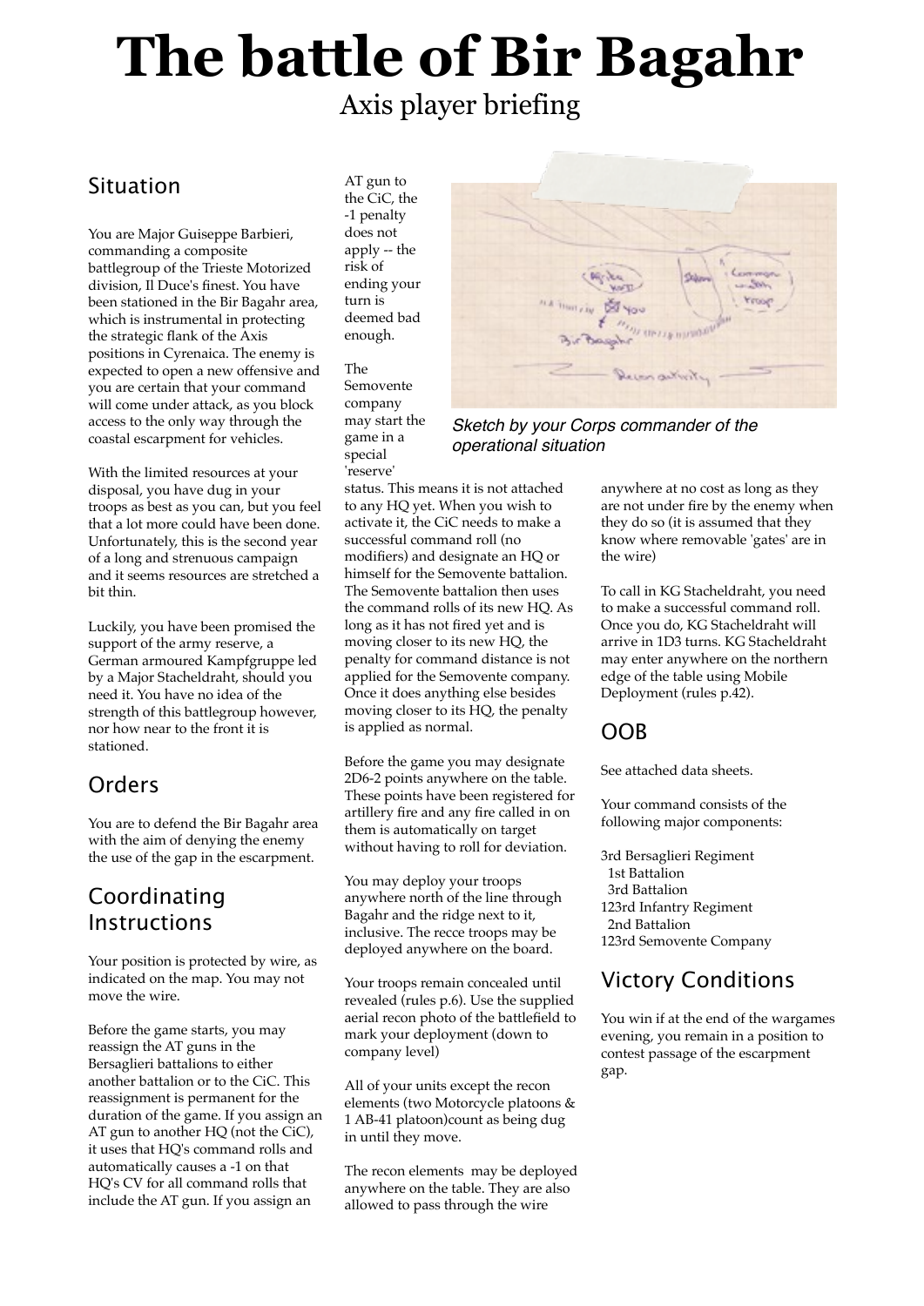# The battle of Bir Bagahr

Axis player briefing

## Situation

You are Major Guiseppe Barbieri, commanding a composite battlegroup of the Trieste Motorized division, Il Duce's finest. You have been stationed in the Bir Bagahr area, which is instrumental in protecting the strategic flank of the Axis positions in Cyrenaica. The enemy is expected to open a new offensive and you are certain that your command will come under attack, as you block access to the only way through the coastal escarpment for vehicles.

With the limited resources at your disposal, you have dug in your troops as best as you can, but you feel that a lot more could have been done. Unfortunately, this is the second year of a long and strenuous campaign and it seems resources are stretched a bit thin.

Luckily, you have been promised the support of the army reserve, a German armoured Kampfgruppe led by a Major Stacheldraht, should you need it. You have no idea of the strength of this battlegroup however, nor how near to the front it is stationed.

## Orders

You are to defend the Bir Bagahr area with the aim of denying the enemy the use of the gap in the escarpment.

## Coordinating Instructions

Your position is protected by wire, as indicated on the map. You may not move the wire.

Before the game starts, you may reassign the AT guns in the Bersaglieri battalions to either another battalion or to the CiC. This reassignment is permanent for the duration of the game. If you assign an AT gun to another HQ (not the CiC), it uses that HQ's command rolls and automatically causes a -1 on that HQ's CV for all command rolls that include the AT gun. If you assign an AT gun to the CiC, the -1 penalty does not apply -- the risk of ending your turn is deemed bad enough.

*Sketch by your Corps commander of the operational situation*

The Semovente company may start the game in a special 'reserve' status. This means it is not attached to any HQ yet. When you wish to activate it, the CiC needs to make a successful command roll (no modifiers) and designate an HQ or himself for the Semovente battalion. The Semovente battalion then uses the command rolls of its new HQ. As long as it has not fired yet and is moving closer to its new HQ, the penalty for command distance is not applied for the Semovente company. Once it does anything else besides moving closer to its HQ, the penalty is applied as normal.

Before the game you may designate 2D6-2 points anywhere on the table. These points have been registered for artillery fire and any fire called in on them is automatically on target without having to roll for deviation.

You may deploy your troops anywhere north of the line through Bagahr and the ridge next to it, inclusive. The recce troops may be deployed anywhere on the board.

Your troops remain concealed until revealed (rules p.6). Use the supplied aerial recon photo of the battlefield to mark your deployment (down to company level)

All of your units except the recon elements (two Motorcycle platoons & 1 AB-41 platoon)count as being dug in until they move.

The recon elements may be deployed anywhere on the table. They are also allowed to pass through the wire anywhere at no cost as long as they are not under fire by the enemy when they do so (it is assumed that they know where removable 'gates' are in the wire)

To call in KG Stacheldraht, you need to make a successful command roll. Once you do, KG Stacheldraht will arrive in 1D3 turns. KG Stacheldraht may enter anywhere on the northern edge of the table using Mobile Deployment (rules p.42).

## OOB

See attached data sheets.

Your command consists of the following major components:

3rd Bersaglieri Regiment
  1st Battalion
  3rd Battalion
123rd Infantry Regiment
  2nd Battalion
123rd Semovente Company

## Victory Conditions

You win if at the end of the wargames evening, you remain in a position to contest passage of the escarpment gap.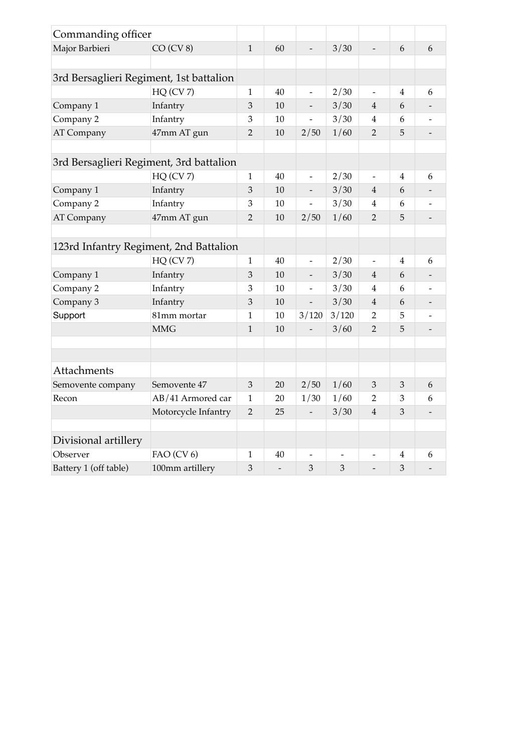| Commanding officer | | | | | | | | |
|---|---|---|---|---|---|---|---|---|
| Major Barbieri | CO (CV 8) | 1 | 60 | - | 3/30 | - | 6 | 6 |
| | | | | | | | | |
| 3rd Bersaglieri Regiment, 1st battalion | | | | | | | | |
| | HQ (CV 7) | 1 | 40 | - | 2/30 | - | 4 | 6 |
| Company 1 | Infantry | 3 | 10 | - | 3/30 | 4 | 6 | - |
| Company 2 | Infantry | 3 | 10 | - | 3/30 | 4 | 6 | - |
| AT Company | 47mm AT gun | 2 | 10 | 2/50 | 1/60 | 2 | 5 | - |
| | | | | | | | | |
| 3rd Bersaglieri Regiment, 3rd battalion | | | | | | | | |
| | HQ (CV 7) | 1 | 40 | - | 2/30 | - | 4 | 6 |
| Company 1 | Infantry | 3 | 10 | - | 3/30 | 4 | 6 | - |
| Company 2 | Infantry | 3 | 10 | - | 3/30 | 4 | 6 | - |
| AT Company | 47mm AT gun | 2 | 10 | 2/50 | 1/60 | 2 | 5 | - |
| | | | | | | | | |
| 123rd Infantry Regiment, 2nd Battalion | | | | | | | | |
| | HQ (CV 7) | 1 | 40 | - | 2/30 | - | 4 | 6 |
| Company 1 | Infantry | 3 | 10 | - | 3/30 | 4 | 6 | - |
| Company 2 | Infantry | 3 | 10 | - | 3/30 | 4 | 6 | - |
| Company 3 | Infantry | 3 | 10 | - | 3/30 | 4 | 6 | - |
| Support | 81mm mortar | 1 | 10 | 3/120 | 3/120 | 2 | 5 | - |
| | MMG | 1 | 10 | - | 3/60 | 2 | 5 | - |
| | | | | | | | | |
| | | | | | | | | |
| Attachments | | | | | | | | |
| Semovente company | Semovente 47 | 3 | 20 | 2/50 | 1/60 | 3 | 3 | 6 |
| Recon | AB/41 Armored car | 1 | 20 | 1/30 | 1/60 | 2 | 3 | 6 |
| | Motorcycle Infantry | 2 | 25 | - | 3/30 | 4 | 3 | - |
| | | | | | | | | |
| Divisional artillery | | | | | | | | |
| Observer | FAO (CV 6) | 1 | 40 | - | - | - | 4 | 6 |
| Battery 1 (off table) | 100mm artillery | 3 | - | 3 | 3 | - | 3 | - |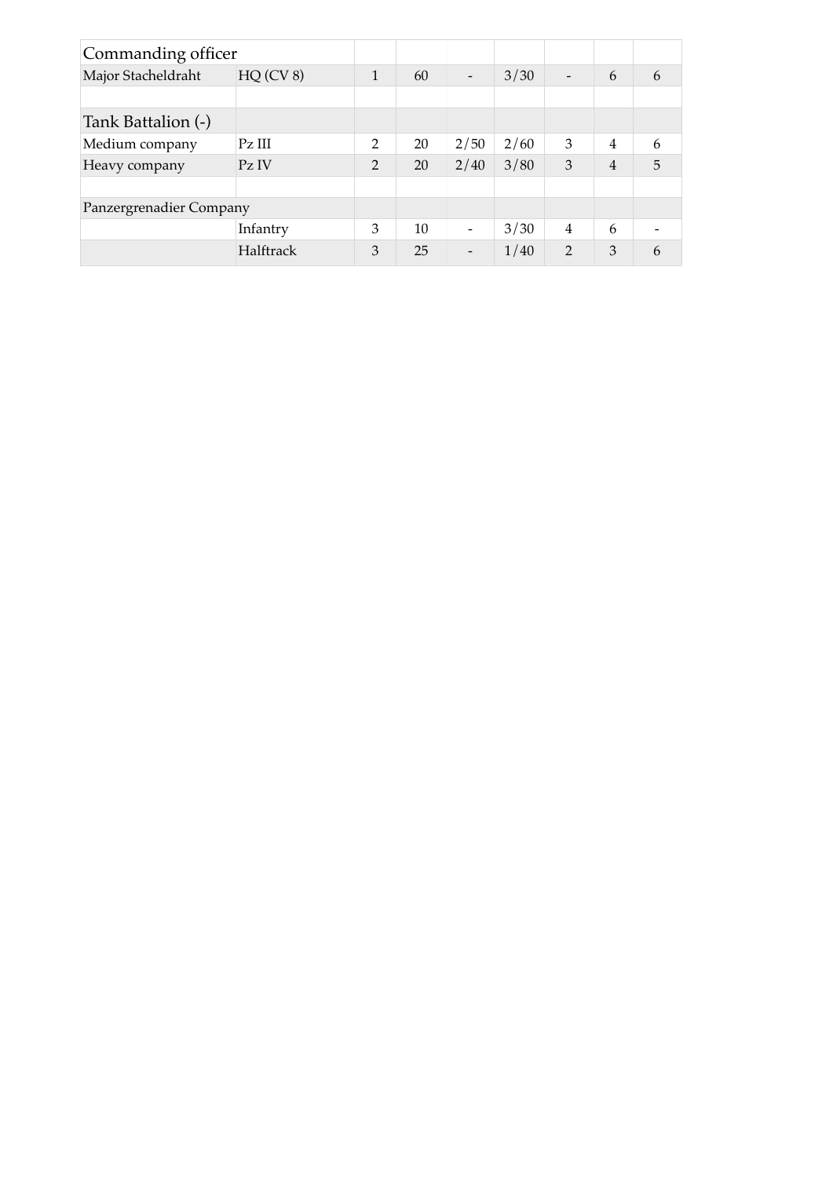| Commanding officer | | | | | | | | |
|---|---|---|---|---|---|---|---|---|
| Major Stacheldraht | HQ (CV 8) | 1 | 60 | - | 3/30 | - | 6 | 6 |
| | | | | | | | | |
| Tank Battalion (-) | | | | | | | | |
| Medium company | Pz III | 2 | 20 | 2/50 | 2/60 | 3 | 4 | 6 |
| Heavy company | Pz IV | 2 | 20 | 2/40 | 3/80 | 3 | 4 | 5 |
| | | | | | | | | |
| Panzergrenadier Company | | | | | | | | |
| | Infantry | 3 | 10 | - | 3/30 | 4 | 6 | - |
| | Halftrack | 3 | 25 | - | 1/40 | 2 | 3 | 6 |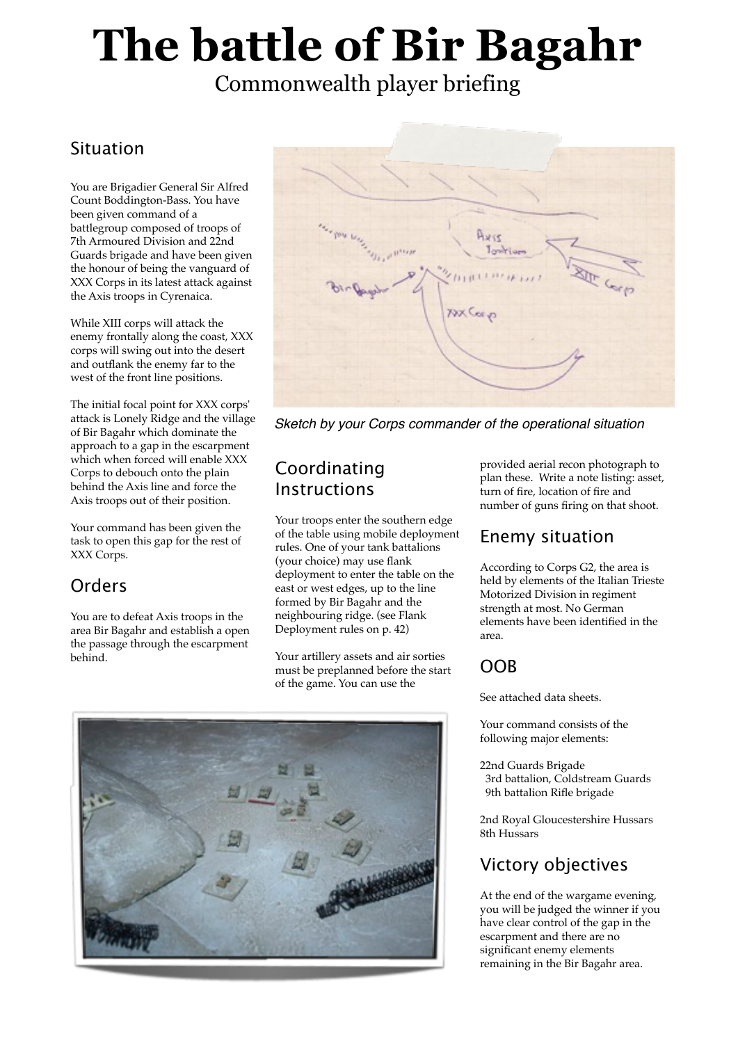# The battle of Bir Bagahr

Commonwealth player briefing

## Situation

You are Brigadier General Sir Alfred Count Boddington-Bass. You have been given command of a battlegroup composed of troops of 7th Armoured Division and 22nd Guards brigade and have been given the honour of being the vanguard of XXX Corps in its latest attack against the Axis troops in Cyrenaica.

While XIII corps will attack the enemy frontally along the coast, XXX corps will swing out into the desert and outflank the enemy far to the west of the front line positions.

The initial focal point for XXX corps' attack is Lonely Ridge and the village of Bir Bagahr which dominate the approach to a gap in the escarpment which when forced will enable XXX Corps to debouch onto the plain behind the Axis line and force the Axis troops out of their position.

Your command has been given the task to open this gap for the rest of XXX Corps.

## Orders

You are to defeat Axis troops in the area Bir Bagahr and establish a open the passage through the escarpment behind.

*Sketch by your Corps commander of the operational situation*

## Coordinating Instructions

Your troops enter the southern edge of the table using mobile deployment rules. One of your tank battalions (your choice) may use flank deployment to enter the table on the east or west edges, up to the line formed by Bir Bagahr and the neighbouring ridge. (see Flank Deployment rules on p. 42)

Your artillery assets and air sorties must be preplanned before the start of the game. You can use the provided aerial recon photograph to plan these. Write a note listing: asset, turn of fire, location of fire and number of guns firing on that shoot.

## Enemy situation

According to Corps G2, the area is held by elements of the Italian Trieste Motorized Division in regiment strength at most. No German elements have been identified in the area.

## OOB

See attached data sheets.

Your command consists of the following major elements:

22nd Guards Brigade
- 3rd battalion, Coldstream Guards
- 9th battalion Rifle brigade

2nd Royal Gloucestershire Hussars
8th Hussars

## Victory objectives

At the end of the wargame evening, you will be judged the winner if you have clear control of the gap in the escarpment and there are no significant enemy elements remaining in the Bir Bagahr area.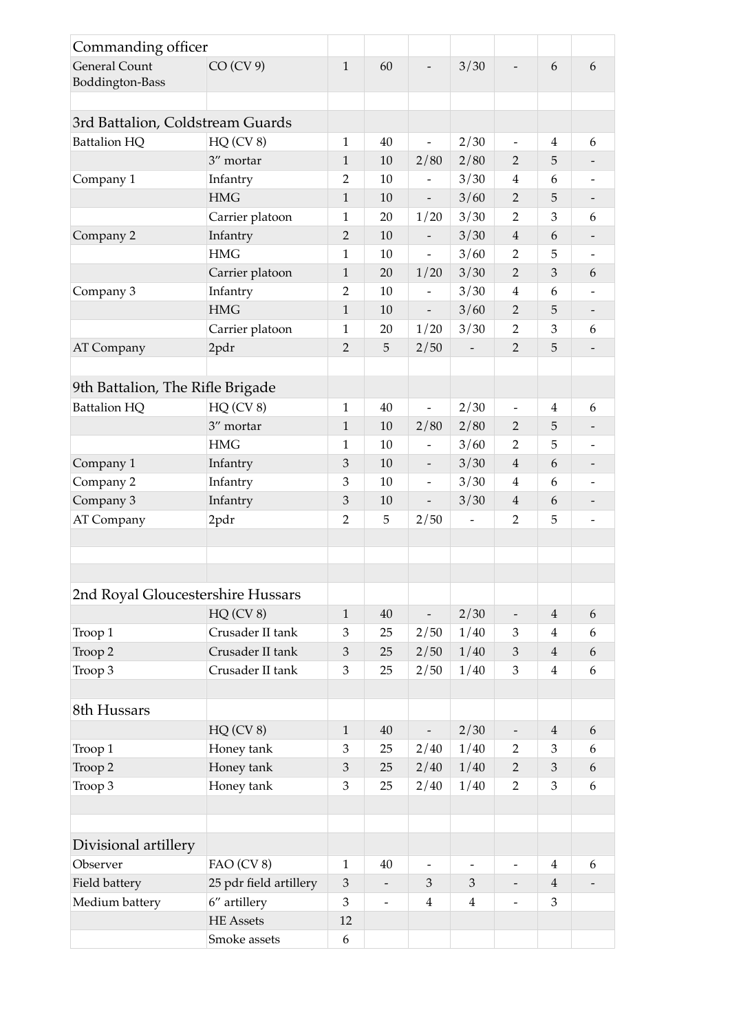| Commanding officer | | | | | | | | |
|---|---|---|---|---|---|---|---|---|
| General Count Boddington-Bass | CO (CV 9) | 1 | 60 | - | 3/30 | - | 6 | 6 |
| | | | | | | | | |
| 3rd Battalion, Coldstream Guards | | | | | | | | |
| Battalion HQ | HQ (CV 8) | 1 | 40 | - | 2/30 | - | 4 | 6 |
| | 3″ mortar | 1 | 10 | 2/80 | 2/80 | 2 | 5 | - |
| Company 1 | Infantry | 2 | 10 | - | 3/30 | 4 | 6 | - |
| | HMG | 1 | 10 | - | 3/60 | 2 | 5 | - |
| | Carrier platoon | 1 | 20 | 1/20 | 3/30 | 2 | 3 | 6 |
| Company 2 | Infantry | 2 | 10 | - | 3/30 | 4 | 6 | - |
| | HMG | 1 | 10 | - | 3/60 | 2 | 5 | - |
| | Carrier platoon | 1 | 20 | 1/20 | 3/30 | 2 | 3 | 6 |
| Company 3 | Infantry | 2 | 10 | - | 3/30 | 4 | 6 | - |
| | HMG | 1 | 10 | - | 3/60 | 2 | 5 | - |
| | Carrier platoon | 1 | 20 | 1/20 | 3/30 | 2 | 3 | 6 |
| AT Company | 2pdr | 2 | 5 | 2/50 | - | 2 | 5 | - |
| | | | | | | | | |
| 9th Battalion, The Rifle Brigade | | | | | | | | |
| Battalion HQ | HQ (CV 8) | 1 | 40 | - | 2/30 | - | 4 | 6 |
| | 3″ mortar | 1 | 10 | 2/80 | 2/80 | 2 | 5 | - |
| | HMG | 1 | 10 | - | 3/60 | 2 | 5 | - |
| Company 1 | Infantry | 3 | 10 | - | 3/30 | 4 | 6 | - |
| Company 2 | Infantry | 3 | 10 | - | 3/30 | 4 | 6 | - |
| Company 3 | Infantry | 3 | 10 | - | 3/30 | 4 | 6 | - |
| AT Company | 2pdr | 2 | 5 | 2/50 | - | 2 | 5 | - |
| | | | | | | | | |
| | | | | | | | | |
| | | | | | | | | |
| 2nd Royal Gloucestershire Hussars | | | | | | | | |
| | HQ (CV 8) | 1 | 40 | - | 2/30 | - | 4 | 6 |
| Troop 1 | Crusader II tank | 3 | 25 | 2/50 | 1/40 | 3 | 4 | 6 |
| Troop 2 | Crusader II tank | 3 | 25 | 2/50 | 1/40 | 3 | 4 | 6 |
| Troop 3 | Crusader II tank | 3 | 25 | 2/50 | 1/40 | 3 | 4 | 6 |
| | | | | | | | | |
| 8th Hussars | | | | | | | | |
| | HQ (CV 8) | 1 | 40 | - | 2/30 | - | 4 | 6 |
| Troop 1 | Honey tank | 3 | 25 | 2/40 | 1/40 | 2 | 3 | 6 |
| Troop 2 | Honey tank | 3 | 25 | 2/40 | 1/40 | 2 | 3 | 6 |
| Troop 3 | Honey tank | 3 | 25 | 2/40 | 1/40 | 2 | 3 | 6 |
| | | | | | | | | |
| | | | | | | | | |
| Divisional artillery | | | | | | | | |
| Observer | FAO (CV 8) | 1 | 40 | - | - | - | 4 | 6 |
| Field battery | 25 pdr field artillery | 3 | - | 3 | 3 | - | 4 | - |
| Medium battery | 6″ artillery | 3 | - | 4 | 4 | - | 3 | |
| | HE Assets | 12 | | | | | | |
| | Smoke assets | 6 | | | | | | |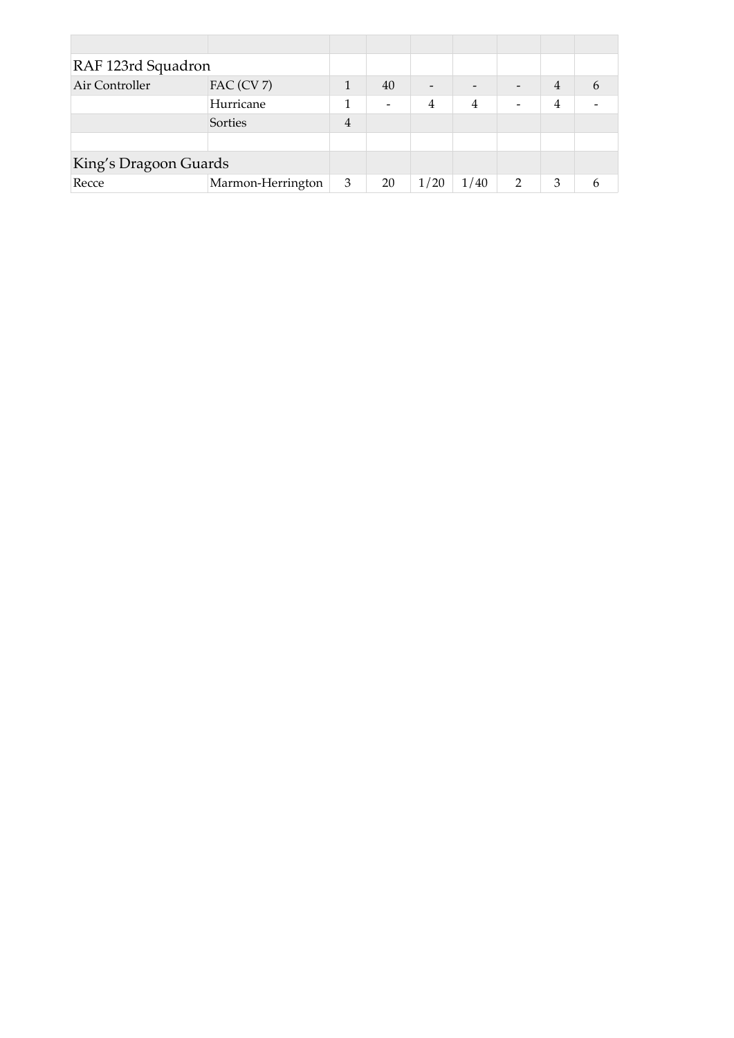| | | | | | | | | |
|---|---|---|---|---|---|---|---|---|
| RAF 123rd Squadron | | | | | | | | |
| Air Controller | FAC (CV 7) | 1 | 40 | - | - | - | 4 | 6 |
| | Hurricane | 1 | - | 4 | 4 | - | 4 | - |
| | Sorties | 4 | | | | | | |
| | | | | | | | | |
| King’s Dragoon Guards | | | | | | | | |
| Recce | Marmon-Herrington | 3 | 20 | 1/20 | 1/40 | 2 | 3 | 6 |